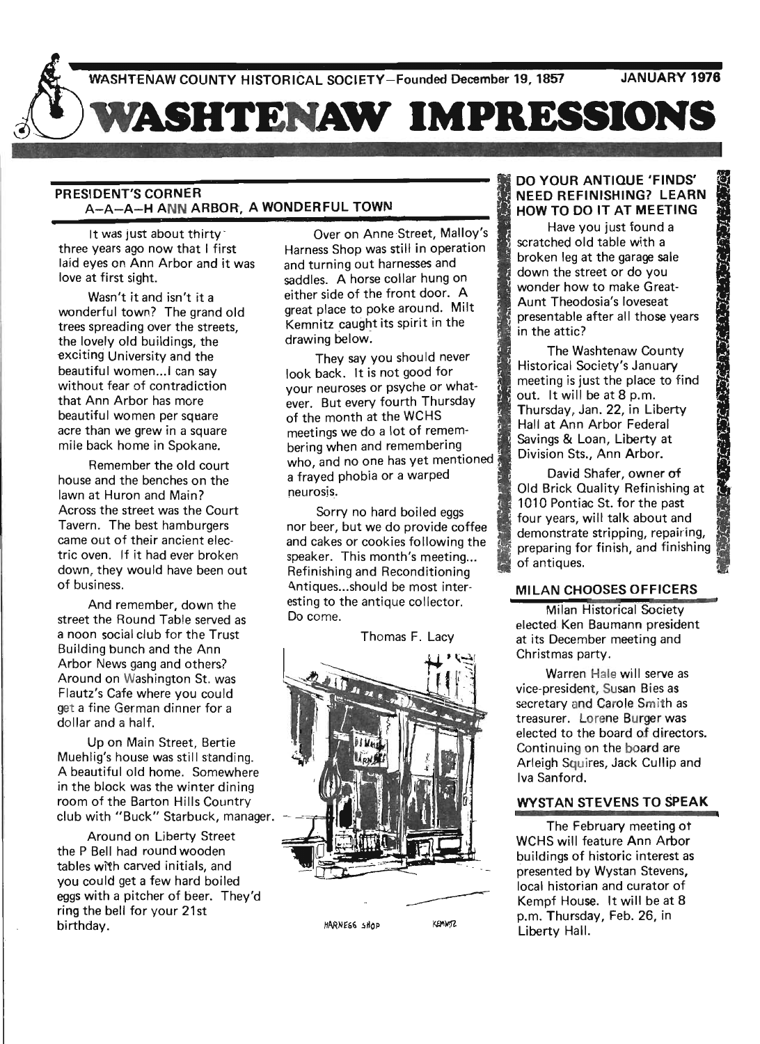WASHTENAW COUNTY HISTORICAL SOCIETY—Founded December 19, 1857 JANUARY 1976

# WASHTENAW IMPRESSIONS

## PRESIDENT'S CORNER

### A-A-A-H ANN ARBOR, A WONDERFUL TOWN

It was just about thirty-three years ago now that I first laid eyes on Ann Arbor and it was love at first sight.

Wasn't it and isn't it a wonderful town? The grand old trees spreading over the streets, the lovely old buildings, the exciting University and the beautiful women...I can say without fear of contradiction that Ann Arbor has more beautiful women per square acre than we grew in a square mile back home in Spokane.

Remember the old court house and the benches on the lawn at Huron and Main? Across the street was the Court Tavern. The best hamburgers came out of their ancient electric oven. If it had ever broken down, they would have been out of business.

And remember, down the street the Round Table served as a noon social club for the Trust Building bunch and the Ann Arbor News gang and others? Around on Washington St. was Flautz's Cafe where you could get a fine German dinner for a dollar and a half.

Up on Main Street, Bertie Muehlig's house was still standing. A beautiful old home. Somewhere in the block was the winter dining room of the Barton Hills Country club with "Buck" Starbuck, manager.

Around on Liberty Street the P Bell had round wooden tables with carved initials, and you could get a few hard boiled eggs with a pitcher of beer. They'd ring the bell for your 21st birthday.

Over on Anne Street, Malloy's Harness Shop was still in operation and turning out harnesses and saddles. A horse collar hung on either side of the front door. A great place to poke around. Milt Kemnitz caught its spirit in the drawing below.

They say you should never look back. It is not good for your neuroses or psyche or whatever. But every fourth Thursday of the month at the WCHS meetings we do a lot of remembering when and remembering who, and no one has yet mentioned a frayed phobia or a warped neurosis.

Sorry no hard boiled eggs nor beer, but we do provide coffee and cakes or cookies following the speaker. This month's meeting... Refinishing and Reconditioning Antiques...should be most interesting to the antique collector. Do come.

Thomas F. Lacy

HARNESS SHOP KEMNITZ

## DO YOUR ANTIQUE 'FINDS' NEED REFINISHING? LEARN HOW TO DO IT AT MEETING

Have you just found a scratched old table with a broken leg at the garage sale down the street or do you wonder how to make Great-Aunt Theodosia's loveseat presentable after all those years in the attic?

The Washtenaw County Historical Society's January meeting is just the place to find out. It will be at 8 p.m. Thursday, Jan. 22, in Liberty Hall at Ann Arbor Federal Savings & Loan, Liberty at Division Sts., Ann Arbor.

David Shafer, owner of Old Brick Quality Refinishing at 1010 Pontiac St. for the past four years, will talk about and demonstrate stripping, repairing, preparing for finish, and finishing of antiques.

## MILAN CHOOSES OFFICERS

Milan Historical Society elected Ken Baumann president at its December meeting and Christmas party.

Warren Hale will serve as vice-president, Susan Bies as secretary and Carole Smith as treasurer. Lorene Burger was elected to the board of directors. Continuing on the board are Arleigh Squires, Jack Cullip and Iva Sanford.

## WYSTAN STEVENS TO SPEAK

The February meeting of WCHS will feature Ann Arbor buildings of historic interest as presented by Wystan Stevens, local historian and curator of Kempf House. It will be at 8 p.m. Thursday, Feb. 26, in Liberty Hall.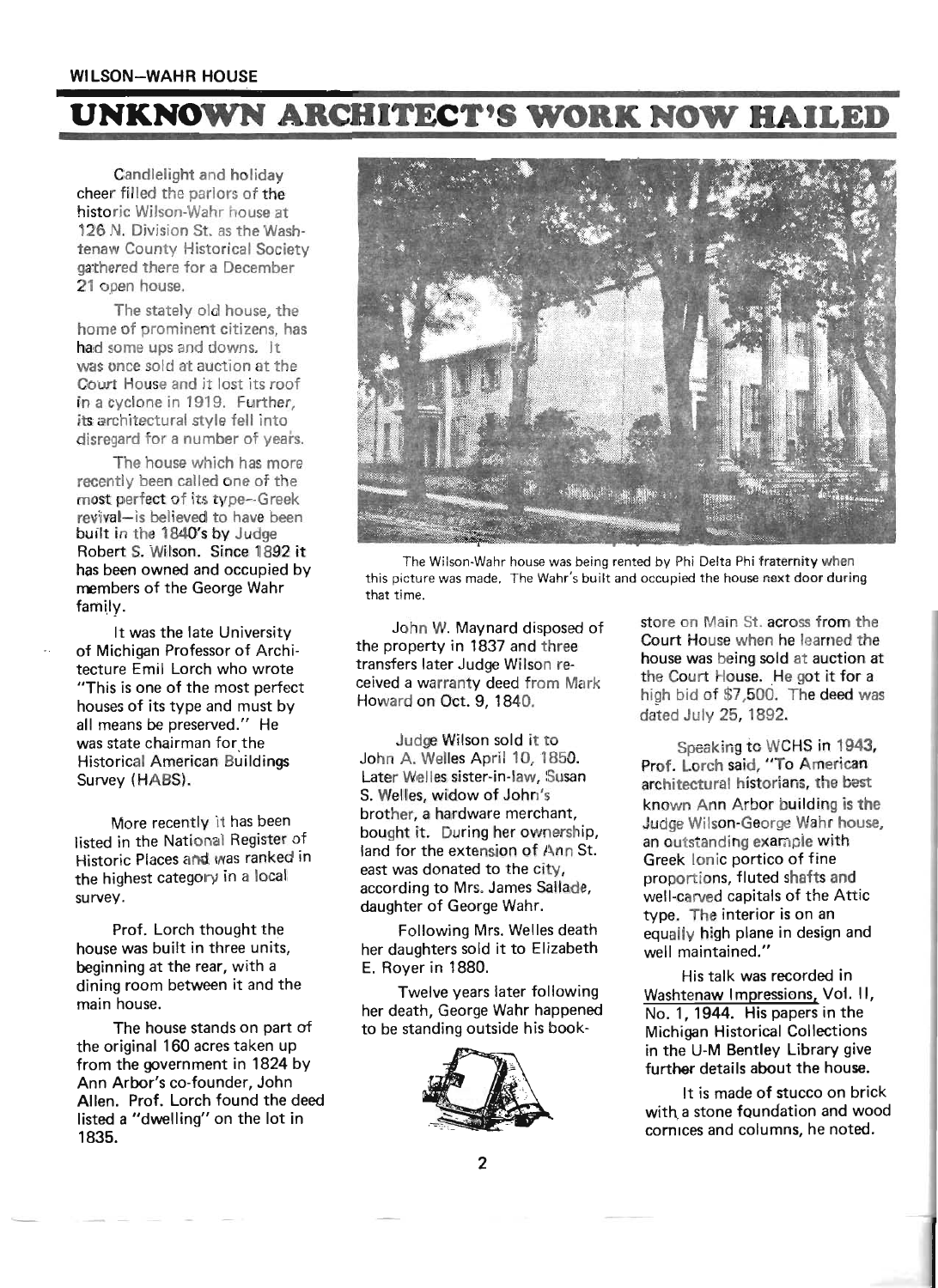**WILSON—WAHR HOUSE**

# UNKNOWN ARCHITECT'S WORK NOW HAILED

Candlelight and holiday cheer filled the parlors of the historic Wilson-Wahr house at 126 N. Division St. as the Washtenaw County Historical Society gathered there for a December 21 open house.

The stately old house, the home of prominent citizens, has had some ups and downs. It was once sold at auction at the Court House and it lost its roof in a cyclone in 1919. Further, its architectural style fell into disregard for a number of years.

The house which has more recently been called one of the most perfect of its type—Greek revival—is believed to have been built in the 1840's by Judge Robert S. Wilson. Since 1892 it has been owned and occupied by members of the George Wahr family.

It was the late University of Michigan Professor of Architecture Emil Lorch who wrote "This is one of the most perfect houses of its type and must by all means be preserved." He was state chairman for the Historical American Buildings Survey (HABS).

More recently it has been listed in the National Register of Historic Places and was ranked in the highest category in a local survey.

Prof. Lorch thought the house was built in three units, beginning at the rear, with a dining room between it and the main house.

The house stands on part of the original 160 acres taken up from the government in 1824 by Ann Arbor's co-founder, John Allen. Prof. Lorch found the deed listed a "dwelling" on the lot in 1835.

The Wilson-Wahr house was being rented by Phi Delta Phi fraternity when this picture was made. The Wahr's built and occupied the house next door during that time.

John W. Maynard disposed of the property in 1837 and three transfers later Judge Wilson received a warranty deed from Mark Howard on Oct. 9, 1840.

Judge Wilson sold it to John A. Welles April 10, 1850. Later Welles sister-in-law, Susan S. Welles, widow of John's brother, a hardware merchant, bought it. During her ownership, land for the extension of Ann St. east was donated to the city, according to Mrs. James Sallade, daughter of George Wahr.

Following Mrs. Welles death her daughters sold it to Elizabeth E. Royer in 1880.

Twelve years later following her death, George Wahr happened to be standing outside his bookstore on Main St. across from the Court House when he learned the house was being sold at auction at the Court House. He got it for a high bid of $7,500. The deed was dated July 25, 1892.

Speaking to WCHS in 1943, Prof. Lorch said, "To American architectural historians, the best known Ann Arbor building is the Judge Wilson-George Wahr house, an outstanding example with Greek Ionic portico of fine proportions, fluted shafts and well-carved capitals of the Attic type. The interior is on an equally high plane in design and well maintained."

His talk was recorded in Washtenaw Impressions, Vol. II, No. 1, 1944. His papers in the Michigan Historical Collections in the U-M Bentley Library give further details about the house.

It is made of stucco on brick with a stone foundation and wood cornices and columns, he noted.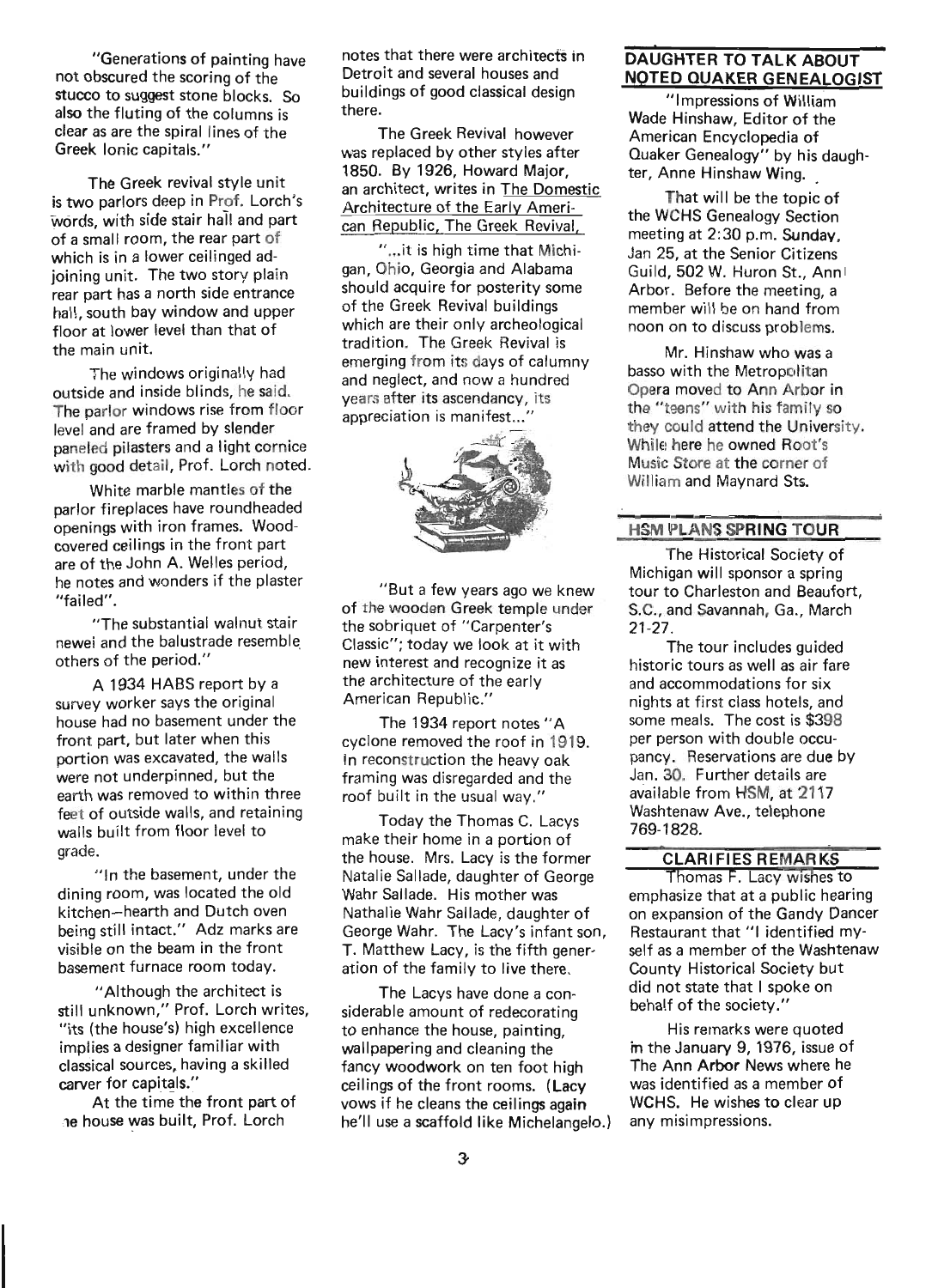"Generations of painting have not obscured the scoring of the stucco to suggest stone blocks. So also the fluting of the columns is clear as are the spiral lines of the Greek Ionic capitals."

The Greek revival style unit is two parlors deep in Prof. Lorch's words, with side stair hall and part of a small room, the rear part of which is in a lower ceilinged adjoining unit. The two story plain rear part has a north side entrance hall, south bay window and upper floor at lower level than that of the main unit.

The windows originally had outside and inside blinds, he said. The parlor windows rise from floor level and are framed by slender paneled pilasters and a light cornice with good detail, Prof. Lorch noted.

White marble mantles of the parlor fireplaces have roundheaded openings with iron frames. Wood-covered ceilings in the front part are of the John A. Welles period, he notes and wonders if the plaster "failed".

"The substantial walnut stair newel and the balustrade resemble others of the period."

A 1934 HABS report by a survey worker says the original house had no basement under the front part, but later when this portion was excavated, the walls were not underpinned, but the earth was removed to within three feet of outside walls, and retaining walls built from floor level to grade.

"In the basement, under the dining room, was located the old kitchen—hearth and Dutch oven being still intact." Adz marks are visible on the beam in the front basement furnace room today.

"Although the architect is still unknown," Prof. Lorch writes, "its (the house's) high excellence implies a designer familiar with classical sources, having a skilled carver for capitals."

At the time the front part of the house was built, Prof. Lorch notes that there were architects in Detroit and several houses and buildings of good classical design there.

The Greek Revival however was replaced by other styles after 1850. By 1926, Howard Major, an architect, writes in The Domestic Architecture of the Early American Republic, The Greek Revival,

"...it is high time that Michigan, Ohio, Georgia and Alabama should acquire for posterity some of the Greek Revival buildings which are their only archeological tradition. The Greek Revival is emerging from its days of calumny and neglect, and now a hundred years after its ascendancy, its appreciation is manifest..."

"But a few years ago we knew of the wooden Greek temple under the sobriquet of "Carpenter's Classic"; today we look at it with new interest and recognize it as the architecture of the early American Republic."

The 1934 report notes "A cyclone removed the roof in 1919. In reconstruction the heavy oak framing was disregarded and the roof built in the usual way."

Today the Thomas C. Lacys make their home in a portion of the house. Mrs. Lacy is the former Natalie Sallade, daughter of George Wahr Sallade. His mother was Nathalie Wahr Sallade, daughter of George Wahr. The Lacy's infant son, T. Matthew Lacy, is the fifth generation of the family to live there.

The Lacys have done a considerable amount of redecorating to enhance the house, painting, wallpapering and cleaning the fancy woodwork on ten foot high ceilings of the front rooms. (Lacy vows if he cleans the ceilings again he'll use a scaffold like Michelangelo.)

## DAUGHTER TO TALK ABOUT NOTED QUAKER GENEALOGIST

"Impressions of William Wade Hinshaw, Editor of the American Encyclopedia of Quaker Genealogy" by his daughter, Anne Hinshaw Wing.

That will be the topic of the WCHS Genealogy Section meeting at 2:30 p.m. Sunday, Jan 25, at the Senior Citizens Guild, 502 W. Huron St., Ann Arbor. Before the meeting, a member will be on hand from noon on to discuss problems.

Mr. Hinshaw who was a basso with the Metropolitan Opera moved to Ann Arbor in the "teens" with his family so they could attend the University. While here he owned Root's Music Store at the corner of William and Maynard Sts.

## HSM PLANS SPRING TOUR

The Historical Society of Michigan will sponsor a spring tour to Charleston and Beaufort, S.C., and Savannah, Ga., March 21-27.

The tour includes guided historic tours as well as air fare and accommodations for six nights at first class hotels, and some meals. The cost is $398 per person with double occupancy. Reservations are due by Jan. 30. Further details are available from HSM, at 2117 Washtenaw Ave., telephone 769-1828.

## CLARIFIES REMARKS

Thomas F. Lacy wishes to emphasize that at a public hearing on expansion of the Gandy Dancer Restaurant that "I identified myself as a member of the Washtenaw County Historical Society but did not state that I spoke on behalf of the society."

His remarks were quoted in the January 9, 1976, issue of The Ann Arbor News where he was identified as a member of WCHS. He wishes to clear up any misimpressions.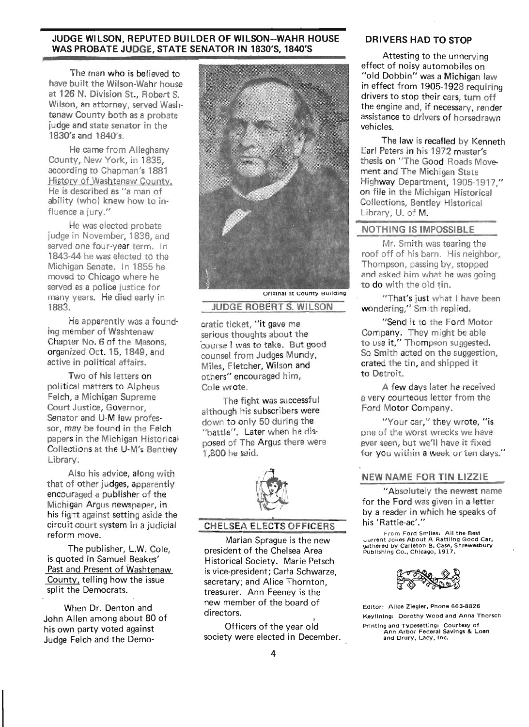## JUDGE WILSON, REPUTED BUILDER OF WILSON–WAHR HOUSE WAS PROBATE JUDGE, STATE SENATOR IN 1830'S, 1840'S

The man who is believed to have built the Wilson-Wahr house at 126 N. Division St., Robert S. Wilson, an attorney, served Washtenaw County both as a probate judge and state senator in the 1830's and 1840's.

He came from Alleghany County, New York, in 1835, according to Chapman's 1881 History of Washtenaw County. He is described as "a man of ability (who) knew how to influence a jury."

He was elected probate judge in November, 1836, and served one four-year term. In 1843-44 he was elected to the Michigan Senate. In 1855 he moved to Chicago where he served as a police justice for many years. He died early in 1883.

He apparently was a founding member of Washtenaw Chapter No. 6 of the Masons, organized Oct. 15, 1849, and active in political affairs.

Two of his letters on political matters to Alpheus Felch, a Michigan Supreme Court Justice, Governor, Senator and U-M law professor, may be found in the Felch papers in the Michigan Historical Collections at the U-M's Bentley Library.

Also his advice, along with that of other judges, apparently encouraged a publisher of the Michigan Argus newspaper, in his fight against setting aside the circuit court system in a judicial reform move.

The publisher, L.W. Cole, is quoted in Samuel Beakes' Past and Present of Washtenaw County, telling how the issue split the Democrats.

When Dr. Denton and John Allen among about 80 of his own party voted against Judge Felch and the Democratic ticket, "it gave me serious thoughts about the course I was to take. But good counsel from Judges Mundy, Miles, Fletcher, Wilson and others" encouraged him, Cole wrote.

The fight was successful although his subscribers were down to only 50 during the "battle". Later when he disposed of The Argus there were 1,800 he said.

Original at County Building

JUDGE ROBERT S. WILSON

## CHELSEA ELECTS OFFICERS

Marian Sprague is the new president of the Chelsea Area Historical Society. Marie Petsch is vice-president; Carla Schwarze, secretary; and Alice Thornton, treasurer. Ann Feeney is the new member of the board of directors.

Officers of the year old society were elected in December.

## DRIVERS HAD TO STOP

Attesting to the unnerving effect of noisy automobiles on "old Dobbin" was a Michigan law in effect from 1905-1928 requiring drivers to stop their cars, turn off the engine and, if necessary, render assistance to drivers of horsedrawn vehicles.

The law is recalled by Kenneth Earl Peters in his 1972 master's thesis on "The Good Roads Movement and The Michigan State Highway Department, 1905-1917," on file in the Michigan Historical Collections, Bentley Historical Library, U. of M.

## NOTHING IS IMPOSSIBLE

Mr. Smith was tearing the roof off of his barn. His neighbor, Thompson, passing by, stopped and asked him what he was going to do with the old tin.

"That's just what I have been wondering," Smith replied.

"Send it to the Ford Motor Company. They might be able to use it," Thompson suggested. So Smith acted on the suggestion, crated the tin, and shipped it to Detroit.

A few days later he received a very courteous letter from the Ford Motor Company.

"Your car," they wrote, "is one of the worst wrecks we have ever seen, but we'll have it fixed for you within a week or ten days."

## NEW NAME FOR TIN LIZZIE

"Absolutely the newest name for the Ford was given in a letter by a reader in which he speaks of his 'Rattle-ac'."

From Ford Smiles: All the Best Current Jokes About A Rattling Good Car, gathered by Carleton B. Case, Shrewesbury Publishing Co., Chicago, 1917.

Editor: Alice Ziegler, Phone 663-8826

Keylining: Dorothy Wood and Anna Thorsch

Printing and Typesetting: Courtesy of Ann Arbor Federal Savings & Loan and Drury, Lacy, Inc.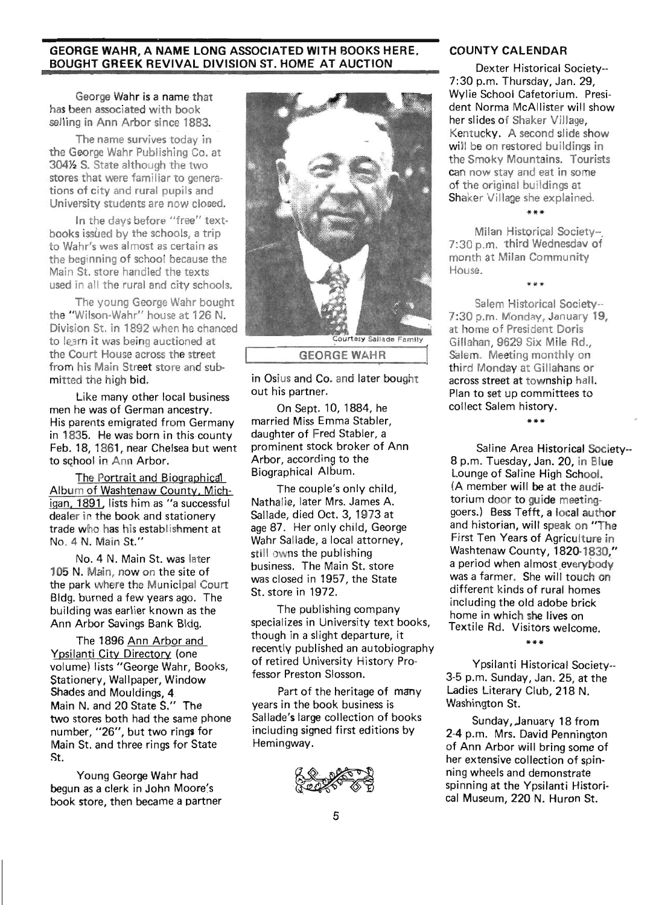## GEORGE WAHR, A NAME LONG ASSOCIATED WITH BOOKS HERE, BOUGHT GREEK REVIVAL DIVISION ST. HOME AT AUCTION

George Wahr is a name that has been associated with book selling in Ann Arbor since 1883.

The name survives today in the George Wahr Publishing Co. at 304½ S. State although the two stores that were familiar to generations of city and rural pupils and University students are now closed.

In the days before "free" textbooks issued by the schools, a trip to Wahr's was almost as certain as the beginning of school because the Main St. store handled the texts used in all the rural and city schools.

The young George Wahr bought the "Wilson-Wahr" house at 126 N. Division St. in 1892 when he chanced to learn it was being auctioned at the Court House across the street from his Main Street store and submitted the high bid.

Like many other local business men he was of German ancestry. His parents emigrated from Germany in 1835. He was born in this county Feb. 18, 1861, near Chelsea but went to school in Ann Arbor.

The Portrait and Biographical Album of Washtenaw County, Michigan, 1891, lists him as "a successful dealer in the book and stationery trade who has his establishment at No. 4 N. Main St."

No. 4 N. Main St. was later 105 N. Main, now on the site of the park where the Municipal Court Bldg. burned a few years ago. The building was earlier known as the Ann Arbor Savings Bank Bldg.

The 1896 Ann Arbor and Ypsilanti City Directory (one volume) lists "George Wahr, Books, Stationery, Wallpaper, Window Shades and Mouldings, 4 Main N. and 20 State S." The two stores both had the same phone number, "26", but two rings for Main St. and three rings for State St.

Young George Wahr had begun as a clerk in John Moore's book store, then became a partner in Osius and Co. and later bought out his partner.

Courtesy Sallade Family

GEORGE WAHR

On Sept. 10, 1884, he married Miss Emma Stabler, daughter of Fred Stabler, a prominent stock broker of Ann Arbor, according to the Biographical Album.

The couple's only child, Nathalie, later Mrs. James A. Sallade, died Oct. 3, 1973 at age 87. Her only child, George Wahr Sallade, a local attorney, still owns the publishing business. The Main St. store was closed in 1957, the State St. store in 1972.

The publishing company specializes in University text books, though in a slight departure, it recently published an autobiography of retired University History Professor Preston Slosson.

Part of the heritage of many years in the book business is Sallade's large collection of books including signed first editions by Hemingway.

## COUNTY CALENDAR

Dexter Historical Society-- 7:30 p.m. Thursday, Jan. 29, Wylie School Cafetorium. President Norma McAllister will show her slides of Shaker Village, Kentucky. A second slide show will be on restored buildings in the Smoky Mountains. Tourists can now stay and eat in some of the original buildings at Shaker Village she explained.

\*\*\*

Milan Historical Society-- 7:30 p.m. third Wednesday of month at Milan Community House.

\*\*\*

Salem Historical Society-- 7:30 p.m. Monday, January 19, at home of President Doris Gillahan, 9629 Six Mile Rd., Salem. Meeting monthly on third Monday at Gillahans or across street at township hall. Plan to set up committees to collect Salem history.

\*\*\*

Saline Area Historical Society-- 8 p.m. Tuesday, Jan. 20, in Blue Lounge of Saline High School. (A member will be at the auditorium door to guide meeting-goers.) Bess Tefft, a local author and historian, will speak on "The First Ten Years of Agriculture in Washtenaw County, 1820-1830," a period when almost everybody was a farmer. She will touch on different kinds of rural homes including the old adobe brick home in which she lives on Textile Rd. Visitors welcome.

\*\*\*

Ypsilanti Historical Society-- 3-5 p.m. Sunday, Jan. 25, at the Ladies Literary Club, 218 N. Washington St.

Sunday, January 18 from 2-4 p.m. Mrs. David Pennington of Ann Arbor will bring some of her extensive collection of spinning wheels and demonstrate spinning at the Ypsilanti Historical Museum, 220 N. Huron St.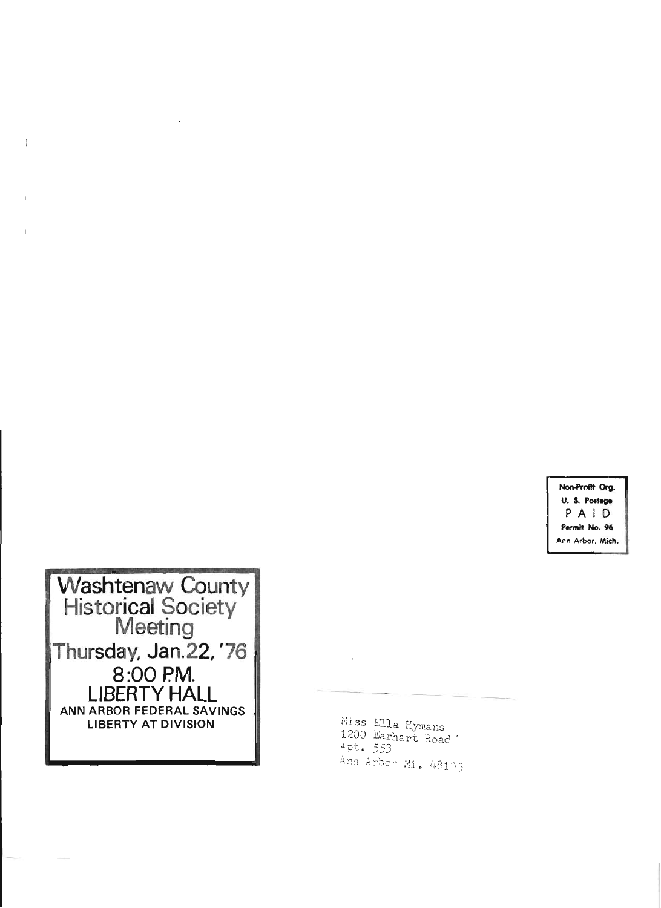Non-Profit Org.
U. S. Postage
P A I D
Permit No. 96
Ann Arbor, Mich.

**Washtenaw County Historical Society Meeting**

**Thursday, Jan. 22, '76**

**8:00 P.M.**

**LIBERTY HALL**

**ANN ARBOR FEDERAL SAVINGS**

**LIBERTY AT DIVISION**

Miss Ella Hymans
1200 Earhart Road
Apt. 553
Ann Arbor Mi. 48105